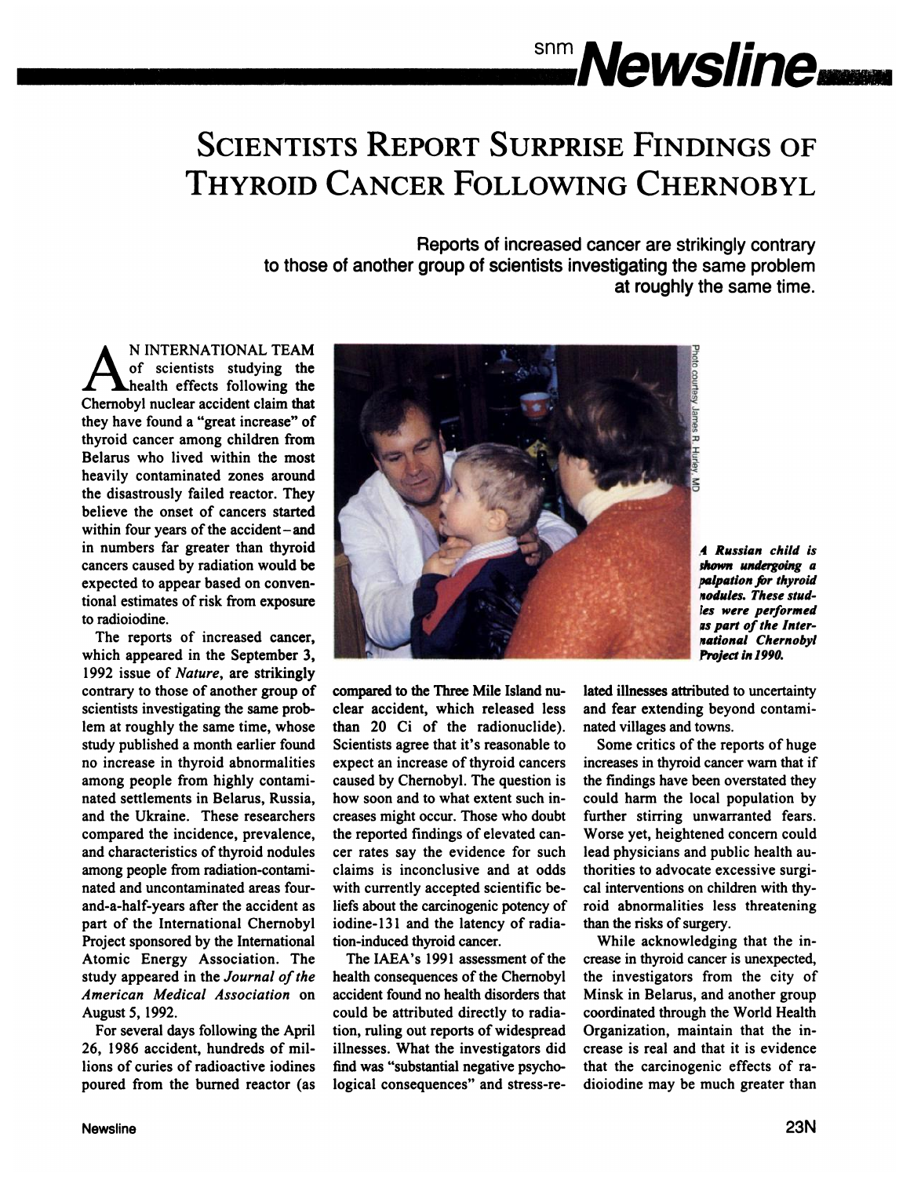# Scientists Report Surprise Findings of Thyroid Cancer Following Chernobyl

**Reports of increased cancer are strikingly contrary to those of another group of scientists investigating the same problem at roughly the same time.**

An international team of scientists studying the health effects following the Chernobyl nuclear accident claim that they have found a "great increase" of thyroid cancer among children from Belarus who lived within the most heavily contaminated zones around the disastrously failed reactor. They believe the onset of cancers started within four years of the accident—and in numbers far greater than thyroid cancers caused by radiation would be expected to appear based on conventional estimates of risk from exposure to radioiodine.

The reports of increased cancer, which appeared in the September 3, 1992 issue of *Nature*, are strikingly contrary to those of another group of scientists investigating the same problem at roughly the same time, whose study published a month earlier found no increase in thyroid abnormalities among people from highly contaminated settlements in Belarus, Russia, and the Ukraine. These researchers compared the incidence, prevalence, and characteristics of thyroid nodules among people from radiation-contaminated and uncontaminated areas four-and-a-half-years after the accident as part of the International Chernobyl Project sponsored by the International Atomic Energy Association. The study appeared in the *Journal of the American Medical Association* on August 5, 1992.

For several days following the April 26, 1986 accident, hundreds of millions of curies of radioactive iodines poured from the burned reactor (as compared to the Three Mile Island nuclear accident, which released less than 20 Ci of the radionuclide). Scientists agree that it's reasonable to expect an increase of thyroid cancers caused by Chernobyl. The question is how soon and to what extent such increases might occur. Those who doubt the reported findings of elevated cancer rates say the evidence for such claims is inconclusive and at odds with currently accepted scientific beliefs about the carcinogenic potency of iodine-131 and the latency of radiation-induced thyroid cancer.

*A Russian child is shown undergoing a palpation for thyroid nodules. These studies were performed as part of the International Chernobyl Project in 1990.*

Photo courtesy James R. Hurley, MD

The IAEA's 1991 assessment of the health consequences of the Chernobyl accident found no health disorders that could be attributed directly to radiation, ruling out reports of widespread illnesses. What the investigators did find was "substantial negative psychological consequences" and stress-related illnesses attributed to uncertainty and fear extending beyond contaminated villages and towns.

Some critics of the reports of huge increases in thyroid cancer warn that if the findings have been overstated they could harm the local population by further stirring unwarranted fears. Worse yet, heightened concern could lead physicians and public health authorities to advocate excessive surgical interventions on children with thyroid abnormalities less threatening than the risks of surgery.

While acknowledging that the increase in thyroid cancer is unexpected, the investigators from the city of Minsk in Belarus, and another group coordinated through the World Health Organization, maintain that the increase is real and that it is evidence that the carcinogenic effects of radioiodine may be much greater than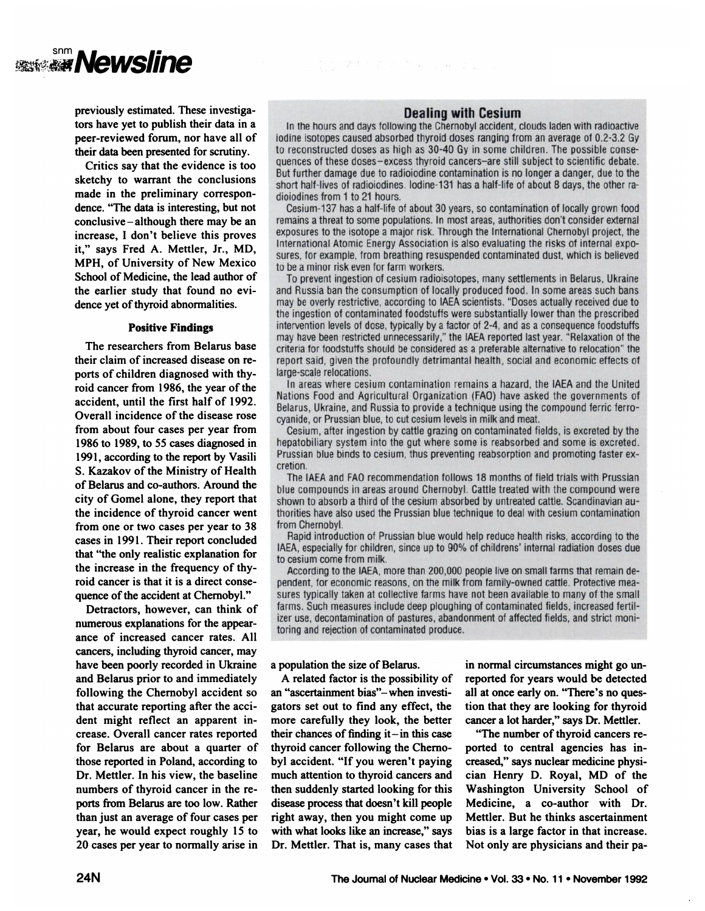previously estimated. These investigators have yet to publish their data in a peer-reviewed forum, nor have all of their data been presented for scrutiny.

Critics say that the evidence is too sketchy to warrant the conclusions made in the preliminary correspondence. "The data is interesting, but not conclusive – although there may be an increase, I don't believe this proves it," says Fred A. Mettler, Jr., MD, MPH, of University of New Mexico School of Medicine, the lead author of the earlier study that found no evidence yet of thyroid abnormalities.

### Positive Findings

The researchers from Belarus base their claim of increased disease on reports of children diagnosed with thyroid cancer from 1986, the year of the accident, until the first half of 1992. Overall incidence of the disease rose from about four cases per year from 1986 to 1989, to 55 cases diagnosed in 1991, according to the report by Vasili S. Kazakov of the Ministry of Health of Belarus and co-authors. Around the city of Gomel alone, they report that the incidence of thyroid cancer went from one or two cases per year to 38 cases in 1991. Their report concluded that "the only realistic explanation for the increase in the frequency of thyroid cancer is that it is a direct consequence of the accident at Chernobyl."

Detractors, however, can think of numerous explanations for the appearance of increased cancer rates. All cancers, including thyroid cancer, may have been poorly recorded in Ukraine and Belarus prior to and immediately following the Chernobyl accident so that accurate reporting after the accident might reflect an apparent increase. Overall cancer rates reported for Belarus are about a quarter of those reported in Poland, according to Dr. Mettler. In his view, the baseline numbers of thyroid cancer in the reports from Belarus are too low. Rather than just an average of four cases per year, he would expect roughly 15 to 20 cases per year to normally arise in a population the size of Belarus.

A related factor is the possibility of an "ascertainment bias" – when investigators set out to find any effect, the more carefully they look, the better their chances of finding it – in this case thyroid cancer following the Chernobyl accident. "If you weren't paying much attention to thyroid cancers and then suddenly started looking for this disease process that doesn't kill people right away, then you might come up with what looks like an increase," says Dr. Mettler. That is, many cases that in normal circumstances might go unreported for years would be detected all at once early on. "There's no question that they are looking for thyroid cancer a lot harder," says Dr. Mettler.

"The number of thyroid cancers reported to central agencies has increased," says nuclear medicine physician Henry D. Royal, MD of the Washington University School of Medicine, a co-author with Dr. Mettler. But he thinks ascertainment bias is a large factor in that increase. Not only are physicians and their pa-

---

### Dealing with Cesium

In the hours and days following the Chernobyl accident, clouds laden with radioactive iodine isotopes caused absorbed thyroid doses ranging from an average of 0.2-3.2 Gy to reconstructed doses as high as 30-40 Gy in some children. The possible consequences of these doses – excess thyroid cancers – are still subject to scientific debate. But further damage due to radioiodine contamination is no longer a danger, due to the short half-lives of radioiodines. Iodine-131 has a half-life of about 8 days, the other radioiodines from 1 to 21 hours.

Cesium-137 has a half-life of about 30 years, so contamination of locally grown food remains a threat to some populations. In most areas, authorities don't consider external exposures to the isotope a major risk. Through the International Chernobyl project, the International Atomic Energy Association is also evaluating the risks of internal exposures, for example, from breathing resuspended contaminated dust, which is believed to be a minor risk even for farm workers.

To prevent ingestion of cesium radioisotopes, many settlements in Belarus, Ukraine and Russia ban the consumption of locally produced food. In some areas such bans may be overly restrictive, according to IAEA scientists. "Doses actually received due to the ingestion of contaminated foodstuffs were substantially lower than the prescribed intervention levels of dose, typically by a factor of 2-4, and as a consequence foodstuffs may have been restricted unnecessarily," the IAEA reported last year. "Relaxation of the criteria for foodstuffs should be considered as a preferable alternative to relocation" the report said, given the profoundly detrimental health, social and economic effects of large-scale relocations.

In areas where cesium contamination remains a hazard, the IAEA and the United Nations Food and Agricultural Organization (FAO) have asked the governments of Belarus, Ukraine, and Russia to provide a technique using the compound ferric ferrocyanide, or Prussian blue, to cut cesium levels in milk and meat.

Cesium, after ingestion by cattle grazing on contaminated fields, is excreted by the hepatobiliary system into the gut where some is reabsorbed and some is excreted. Prussian blue binds to cesium, thus preventing reabsorption and promoting faster excretion.

The IAEA and FAO recommendation follows 18 months of field trials with Prussian blue compounds in areas around Chernobyl. Cattle treated with the compound were shown to absorb a third of the cesium absorbed by untreated cattle. Scandinavian authorities have also used the Prussian blue technique to deal with cesium contamination from Chernobyl.

Rapid introduction of Prussian blue would help reduce health risks, according to the IAEA, especially for children, since up to 90% of childrens' internal radiation doses due to cesium come from milk.

According to the IAEA, more than 200,000 people live on small farms that remain dependent, for economic reasons, on the milk from family-owned cattle. Protective measures typically taken at collective farms have not been available to many of the small farms. Such measures include deep ploughing of contaminated fields, increased fertilizer use, decontamination of pastures, abandonment of affected fields, and strict monitoring and rejection of contaminated produce.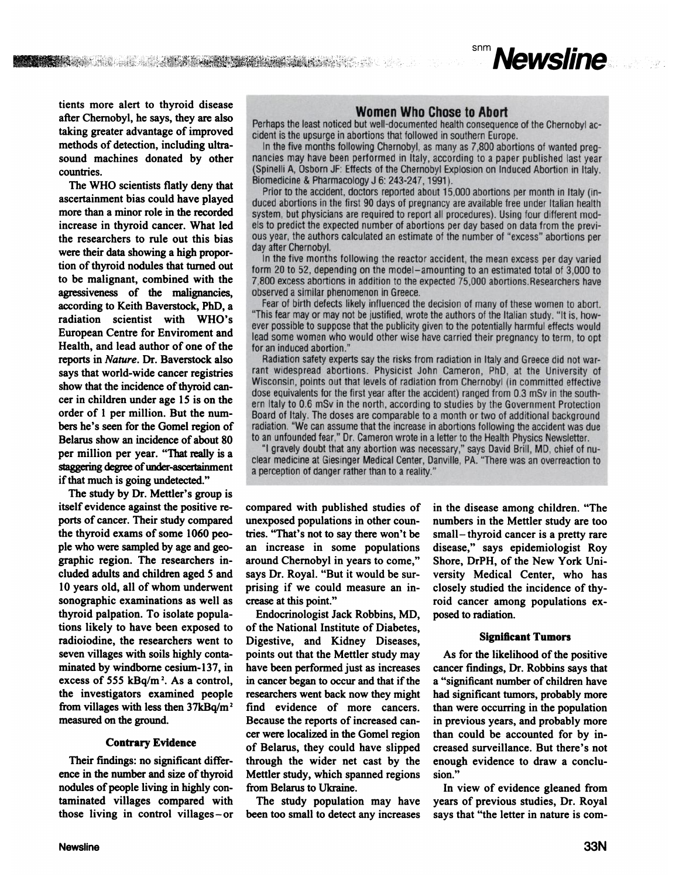tients more alert to thyroid disease after Chernobyl, he says, they are also taking greater advantage of improved methods of detection, including ultrasound machines donated by other countries.

The WHO scientists flatly deny that ascertainment bias could have played more than a minor role in the recorded increase in thyroid cancer. What led the researchers to rule out this bias were their data showing a high proportion of thyroid nodules that turned out to be malignant, combined with the agressiveness of the malignancies, according to Keith Baverstock, PhD, a radiation scientist with WHO's European Centre for Enviroment and Health, and lead author of one of the reports in *Nature*. Dr. Baverstock also says that world-wide cancer registries show that the incidence of thyroid cancer in children under age 15 is on the order of 1 per million. But the numbers he's seen for the Gomel region of Belarus show an incidence of about 80 per million per year. "That really is a staggering degree of under-ascertainment if that much is going undetected."

The study by Dr. Mettler's group is itself evidence against the positive reports of cancer. Their study compared the thyroid exams of some 1060 people who were sampled by age and geographic region. The researchers included adults and children aged 5 and 10 years old, all of whom underwent sonographic examinations as well as thyroid palpation. To isolate populations likely to have been exposed to radioiodine, the researchers went to seven villages with soils highly contaminated by windborne cesium-137, in excess of 555 kBq/m$^2$. As a control, the investigators examined people from villages with less then 37kBq/m$^2$ measured on the ground.

### Contrary Evidence

Their findings: no significant difference in the number and size of thyroid nodules of people living in highly contaminated villages compared with those living in control villages–or compared with published studies of unexposed populations in other countries. "That's not to say there won't be an increase in some populations around Chernobyl in years to come," says Dr. Royal. "But it would be surprising if we could measure an increase at this point."

Endocrinologist Jack Robbins, MD, of the National Institute of Diabetes, Digestive, and Kidney Diseases, points out that the Mettler study may have been performed just as increases in cancer began to occur and that if the researchers went back now they might find evidence of more cancers. Because the reports of increased cancer were localized in the Gomel region of Belarus, they could have slipped through the wider net cast by the Mettler study, which spanned regions from Belarus to Ukraine.

The study population may have been too small to detect any increases in the disease among children. "The numbers in the Mettler study are too small–thyroid cancer is a pretty rare disease," says epidemiologist Roy Shore, DrPH, of the New York University Medical Center, who has closely studied the incidence of thyroid cancer among populations exposed to radiation.

### Significant Tumors

As for the likelihood of the positive cancer findings, Dr. Robbins says that a "significant number of children have had significant tumors, probably more than were occurring in the population in previous years, and probably more than could be accounted for by increased surveillance. But there's not enough evidence to draw a conclusion."

In view of evidence gleaned from years of previous studies, Dr. Royal says that "the letter in nature is com-

---

## Women Who Chose to Abort

Perhaps the least noticed but well-documented health consequence of the Chernobyl accident is the upsurge in abortions that followed in southern Europe.

In the five months following Chernobyl, as many as 7,800 abortions of wanted pregnancies may have been performed in Italy, according to a paper published last year (Spinelli A, Osborn JF: Effects of the Chernobyl Explosion on Induced Abortion in Italy. Biomedicine & Pharmacology J 6: 243-247, 1991).

Prior to the accident, doctors reported about 15,000 abortions per month in Italy (induced abortions in the first 90 days of pregnancy are available free under Italian health system, but physicians are required to report all procedures). Using four different models to predict the expected number of abortions per day based on data from the previous year, the authors calculated an estimate of the number of "excess" abortions per day after Chernobyl.

In the five months following the reactor accident, the mean excess per day varied form 20 to 52, depending on the model–amounting to an estimated total of 3,000 to 7,800 excess abortions in addition to the expected 75,000 abortions. Researchers have observed a similar phenomenon in Greece.

Fear of birth defects likely influenced the decision of many of these women to abort. "This fear may or may not be justified, wrote the authors of the Italian study. "It is, however possible to suppose that the publicity given to the potentially harmful effects would lead some women who would other wise have carried their pregnancy to term, to opt for an induced abortion."

Radiation safety experts say the risks from radiation in Italy and Greece did not warrant widespread abortions. Physicist John Cameron, PhD, at the University of Wisconsin, points out that levels of radiation from Chernobyl (in committed effective dose equivalents for the first year after the accident) ranged from 0.3 mSv in the southern Italy to 0.6 mSv in the north, according to studies by the Government Protection Board of Italy. The doses are comparable to a month or two of additional background radiation. "We can assume that the increase in abortions following the accident was due to an unfounded fear," Dr. Cameron wrote in a letter to the Health Physics Newsletter.

"I gravely doubt that any abortion was necessary," says David Brill, MD, chief of nuclear medicine at Giesinger Medical Center, Danville, PA. "There was an overreaction to a perception of danger rather than to a reality."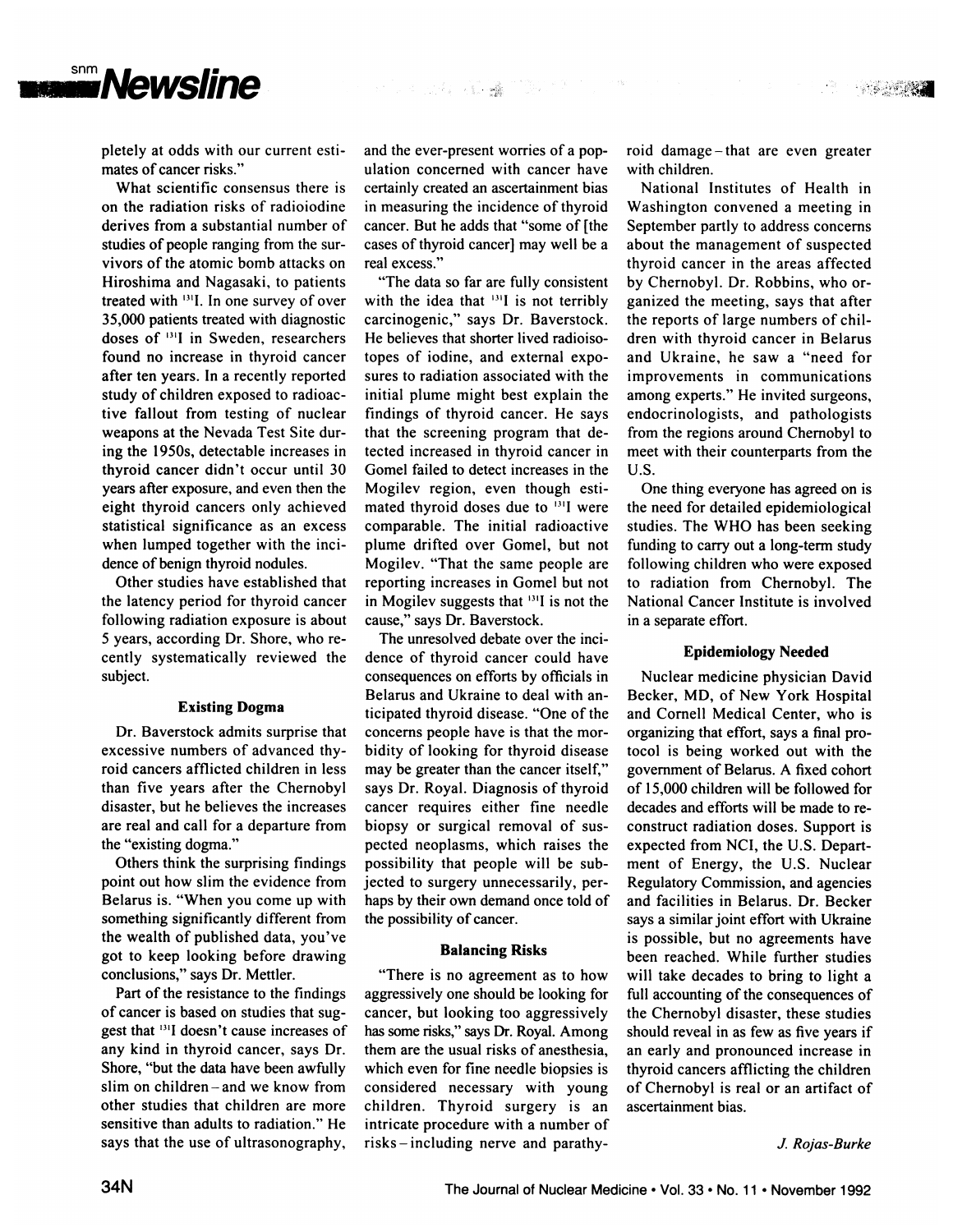pletely at odds with our current estimates of cancer risks."

What scientific consensus there is on the radiation risks of radioiodine derives from a substantial number of studies of people ranging from the survivors of the atomic bomb attacks on Hiroshima and Nagasaki, to patients treated with $^{131}$I. In one survey of over 35,000 patients treated with diagnostic doses of $^{131}$I in Sweden, researchers found no increase in thyroid cancer after ten years. In a recently reported study of children exposed to radioactive fallout from testing of nuclear weapons at the Nevada Test Site during the 1950s, detectable increases in thyroid cancer didn't occur until 30 years after exposure, and even then the eight thyroid cancers only achieved statistical significance as an excess when lumped together with the incidence of benign thyroid nodules.

Other studies have established that the latency period for thyroid cancer following radiation exposure is about 5 years, according Dr. Shore, who recently systematically reviewed the subject.

#### Existing Dogma

Dr. Baverstock admits surprise that excessive numbers of advanced thyroid cancers afflicted children in less than five years after the Chernobyl disaster, but he believes the increases are real and call for a departure from the "existing dogma."

Others think the surprising findings point out how slim the evidence from Belarus is. "When you come up with something significantly different from the wealth of published data, you've got to keep looking before drawing conclusions," says Dr. Mettler.

Part of the resistance to the findings of cancer is based on studies that suggest that $^{131}$I doesn't cause increases of any kind in thyroid cancer, says Dr. Shore, "but the data have been awfully slim on children – and we know from other studies that children are more sensitive than adults to radiation." He says that the use of ultrasonography, and the ever-present worries of a population concerned with cancer have certainly created an ascertainment bias in measuring the incidence of thyroid cancer. But he adds that "some of [the cases of thyroid cancer] may well be a real excess."

"The data so far are fully consistent with the idea that $^{131}$I is not terribly carcinogenic," says Dr. Baverstock. He believes that shorter lived radioisotopes of iodine, and external exposures to radiation associated with the initial plume might best explain the findings of thyroid cancer. He says that the screening program that detected increased in thyroid cancer in Gomel failed to detect increases in the Mogilev region, even though estimated thyroid doses due to $^{131}$I were comparable. The initial radioactive plume drifted over Gomel, but not Mogilev. "That the same people are reporting increases in Gomel but not in Mogilev suggests that $^{131}$I is not the cause," says Dr. Baverstock.

The unresolved debate over the incidence of thyroid cancer could have consequences on efforts by officials in Belarus and Ukraine to deal with anticipated thyroid disease. "One of the concerns people have is that the morbidity of looking for thyroid disease may be greater than the cancer itself," says Dr. Royal. Diagnosis of thyroid cancer requires either fine needle biopsy or surgical removal of suspected neoplasms, which raises the possibility that people will be subjected to surgery unnecessarily, perhaps by their own demand once told of the possibility of cancer.

#### Balancing Risks

"There is no agreement as to how aggressively one should be looking for cancer, but looking too aggressively has some risks," says Dr. Royal. Among them are the usual risks of anesthesia, which even for fine needle biopsies is considered necessary with young children. Thyroid surgery is an intricate procedure with a number of risks – including nerve and parathyroid damage – that are even greater with children.

National Institutes of Health in Washington convened a meeting in September partly to address concerns about the management of suspected thyroid cancer in the areas affected by Chernobyl. Dr. Robbins, who organized the meeting, says that after the reports of large numbers of children with thyroid cancer in Belarus and Ukraine, he saw a "need for improvements in communications among experts." He invited surgeons, endocrinologists, and pathologists from the regions around Chernobyl to meet with their counterparts from the U.S.

One thing everyone has agreed on is the need for detailed epidemiological studies. The WHO has been seeking funding to carry out a long-term study following children who were exposed to radiation from Chernobyl. The National Cancer Institute is involved in a separate effort.

#### Epidemiology Needed

Nuclear medicine physician David Becker, MD, of New York Hospital and Cornell Medical Center, who is organizing that effort, says a final protocol is being worked out with the government of Belarus. A fixed cohort of 15,000 children will be followed for decades and efforts will be made to reconstruct radiation doses. Support is expected from NCI, the U.S. Department of Energy, the U.S. Nuclear Regulatory Commission, and agencies and facilities in Belarus. Dr. Becker says a similar joint effort with Ukraine is possible, but no agreements have been reached. While further studies will take decades to bring to light a full accounting of the consequences of the Chernobyl disaster, these studies should reveal in as few as five years if an early and pronounced increase in thyroid cancers afflicting the children of Chernobyl is real or an artifact of ascertainment bias.

*J. Rojas-Burke*